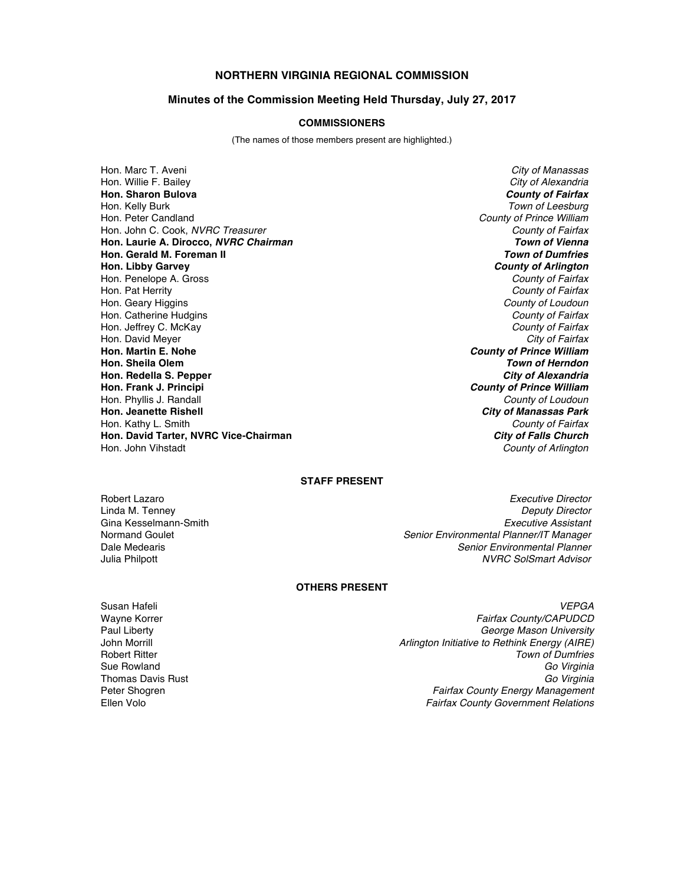# NORTHERN VIRGINIA REGIONAL COMMISSION

## Minutes of the Commission Meeting Held Thursday, July 27, 2017

### COMMISSIONERS

(The names of those members present are highlighted.)

| | |
|---|---|
| Hon. Marc T. Aveni | *City of Manassas* |
| Hon. Willie F. Bailey | *City of Alexandria* |
| **Hon. Sharon Bulova** | ***County of Fairfax*** |
| Hon. Kelly Burk | *Town of Leesburg* |
| Hon. Peter Candland | *County of Prince William* |
| Hon. John C. Cook, *NVRC Treasurer* | *County of Fairfax* |
| **Hon. Laurie A. Dirocco, *NVRC Chairman*** | ***Town of Vienna*** |
| **Hon. Gerald M. Foreman II** | ***Town of Dumfries*** |
| **Hon. Libby Garvey** | ***County of Arlington*** |
| Hon. Penelope A. Gross | *County of Fairfax* |
| Hon. Pat Herrity | *County of Fairfax* |
| Hon. Geary Higgins | *County of Loudoun* |
| Hon. Catherine Hudgins | *County of Fairfax* |
| Hon. Jeffrey C. McKay | *County of Fairfax* |
| Hon. David Meyer | *City of Fairfax* |
| **Hon. Martin E. Nohe** | ***County of Prince William*** |
| **Hon. Sheila Olem** | ***Town of Herndon*** |
| **Hon. Redella S. Pepper** | ***City of Alexandria*** |
| **Hon. Frank J. Principi** | ***County of Prince William*** |
| Hon. Phyllis J. Randall | *County of Loudoun* |
| **Hon. Jeanette Rishell** | ***City of Manassas Park*** |
| Hon. Kathy L. Smith | *County of Fairfax* |
| **Hon. David Tarter, NVRC Vice-Chairman** | ***City of Falls Church*** |
| Hon. John Vihstadt | *County of Arlington* |

### STAFF PRESENT

| | |
|---|---|
| Robert Lazaro | *Executive Director* |
| Linda M. Tenney | *Deputy Director* |
| Gina Kesselmann-Smith | *Executive Assistant* |
| Normand Goulet | *Senior Environmental Planner/IT Manager* |
| Dale Medearis | *Senior Environmental Planner* |
| Julia Philpott | *NVRC SolSmart Advisor* |

### OTHERS PRESENT

| | |
|---|---|
| Susan Hafeli | *VEPGA* |
| Wayne Korrer | *Fairfax County/CAPUDCD* |
| Paul Liberty | *George Mason University* |
| John Morrill | *Arlington Initiative to Rethink Energy (AIRE)* |
| Robert Ritter | *Town of Dumfries* |
| Sue Rowland | *Go Virginia* |
| Thomas Davis Rust | *Go Virginia* |
| Peter Shogren | *Fairfax County Energy Management* |
| Ellen Volo | *Fairfax County Government Relations* |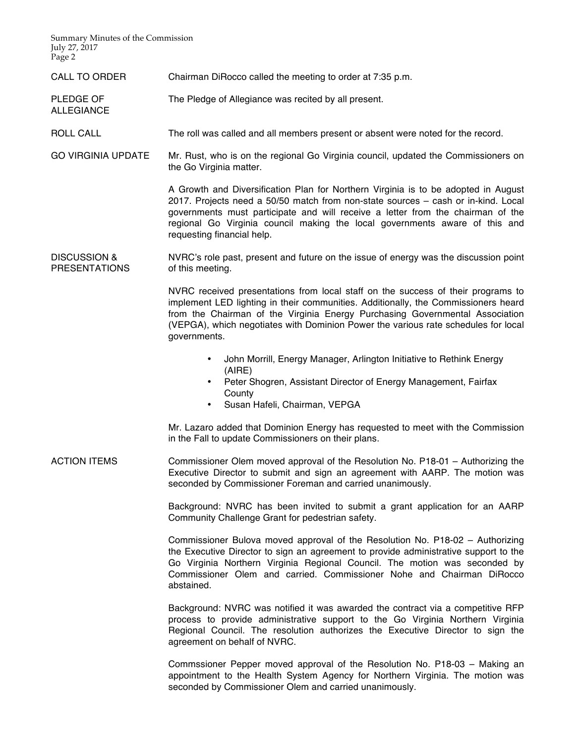**CALL TO ORDER**

Chairman DiRocco called the meeting to order at 7:35 p.m.

**PLEDGE OF ALLEGIANCE**

The Pledge of Allegiance was recited by all present.

**ROLL CALL**

The roll was called and all members present or absent were noted for the record.

**GO VIRGINIA UPDATE**

Mr. Rust, who is on the regional Go Virginia council, updated the Commissioners on the Go Virginia matter.

A Growth and Diversification Plan for Northern Virginia is to be adopted in August 2017. Projects need a 50/50 match from non-state sources – cash or in-kind. Local governments must participate and will receive a letter from the chairman of the regional Go Virginia council making the local governments aware of this and requesting financial help.

**DISCUSSION & PRESENTATIONS**

NVRC's role past, present and future on the issue of energy was the discussion point of this meeting.

NVRC received presentations from local staff on the success of their programs to implement LED lighting in their communities. Additionally, the Commissioners heard from the Chairman of the Virginia Energy Purchasing Governmental Association (VEPGA), which negotiates with Dominion Power the various rate schedules for local governments.

- John Morrill, Energy Manager, Arlington Initiative to Rethink Energy (AIRE)
- Peter Shogren, Assistant Director of Energy Management, Fairfax County
- Susan Hafeli, Chairman, VEPGA

Mr. Lazaro added that Dominion Energy has requested to meet with the Commission in the Fall to update Commissioners on their plans.

**ACTION ITEMS**

Commissioner Olem moved approval of the Resolution No. P18-01 – Authorizing the Executive Director to submit and sign an agreement with AARP. The motion was seconded by Commissioner Foreman and carried unanimously.

Background: NVRC has been invited to submit a grant application for an AARP Community Challenge Grant for pedestrian safety.

Commissioner Bulova moved approval of the Resolution No. P18-02 – Authorizing the Executive Director to sign an agreement to provide administrative support to the Go Virginia Northern Virginia Regional Council. The motion was seconded by Commissioner Olem and carried. Commissioner Nohe and Chairman DiRocco abstained.

Background: NVRC was notified it was awarded the contract via a competitive RFP process to provide administrative support to the Go Virginia Northern Virginia Regional Council. The resolution authorizes the Executive Director to sign the agreement on behalf of NVRC.

Commssioner Pepper moved approval of the Resolution No. P18-03 – Making an appointment to the Health System Agency for Northern Virginia. The motion was seconded by Commissioner Olem and carried unanimously.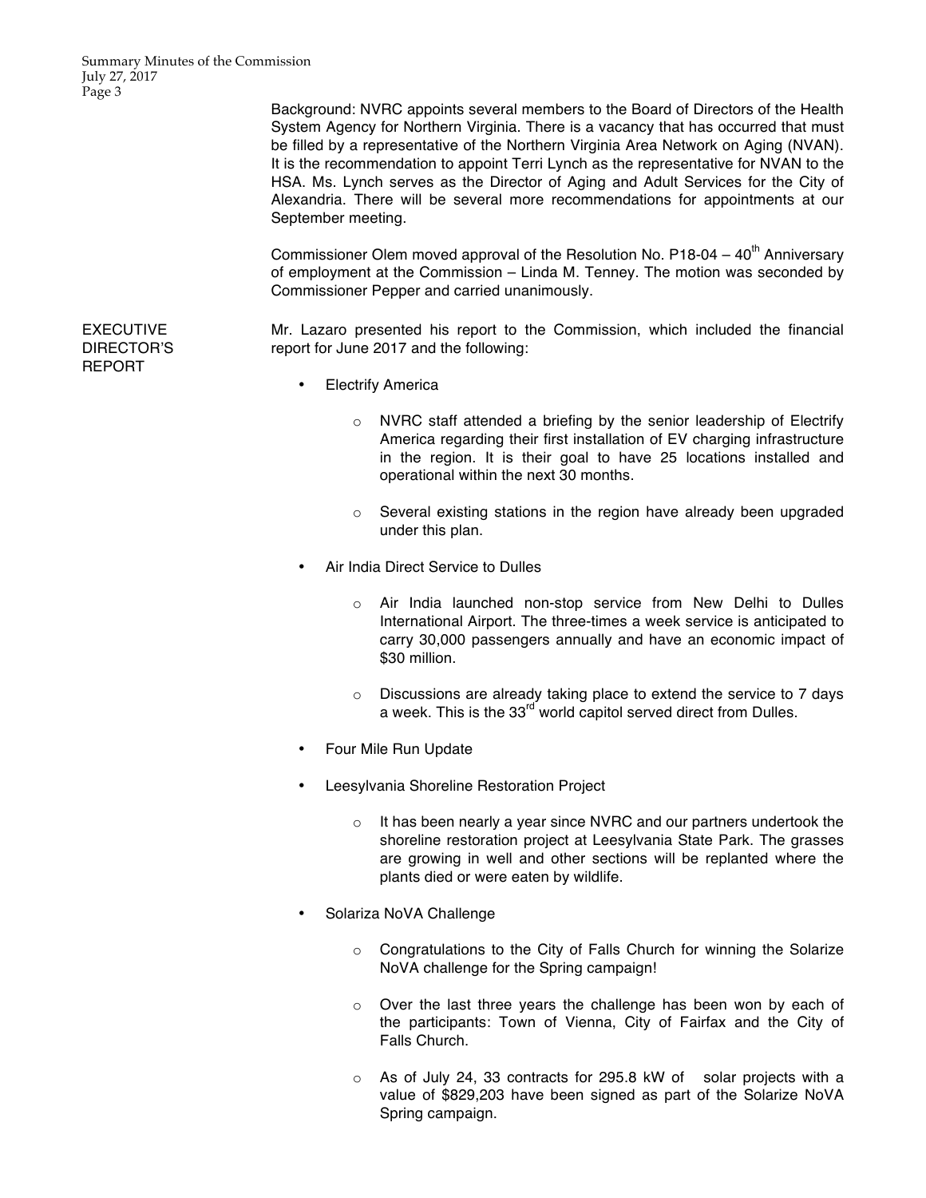Background: NVRC appoints several members to the Board of Directors of the Health System Agency for Northern Virginia. There is a vacancy that has occurred that must be filled by a representative of the Northern Virginia Area Network on Aging (NVAN). It is the recommendation to appoint Terri Lynch as the representative for NVAN to the HSA. Ms. Lynch serves as the Director of Aging and Adult Services for the City of Alexandria. There will be several more recommendations for appointments at our September meeting.

Commissioner Olem moved approval of the Resolution No. P18-04 – 40th Anniversary of employment at the Commission – Linda M. Tenney. The motion was seconded by Commissioner Pepper and carried unanimously.

**EXECUTIVE DIRECTOR'S REPORT**

Mr. Lazaro presented his report to the Commission, which included the financial report for June 2017 and the following:

- Electrify America
  - NVRC staff attended a briefing by the senior leadership of Electrify America regarding their first installation of EV charging infrastructure in the region. It is their goal to have 25 locations installed and operational within the next 30 months.
  - Several existing stations in the region have already been upgraded under this plan.
- Air India Direct Service to Dulles
  - Air India launched non-stop service from New Delhi to Dulles International Airport. The three-times a week service is anticipated to carry 30,000 passengers annually and have an economic impact of $30 million.
  - Discussions are already taking place to extend the service to 7 days a week. This is the 33rd world capitol served direct from Dulles.
- Four Mile Run Update
- Leesylvania Shoreline Restoration Project
  - It has been nearly a year since NVRC and our partners undertook the shoreline restoration project at Leesylvania State Park. The grasses are growing in well and other sections will be replanted where the plants died or were eaten by wildlife.
- Solariza NoVA Challenge
  - Congratulations to the City of Falls Church for winning the Solarize NoVA challenge for the Spring campaign!
  - Over the last three years the challenge has been won by each of the participants: Town of Vienna, City of Fairfax and the City of Falls Church.
  - As of July 24, 33 contracts for 295.8 kW of solar projects with a value of $829,203 have been signed as part of the Solarize NoVA Spring campaign.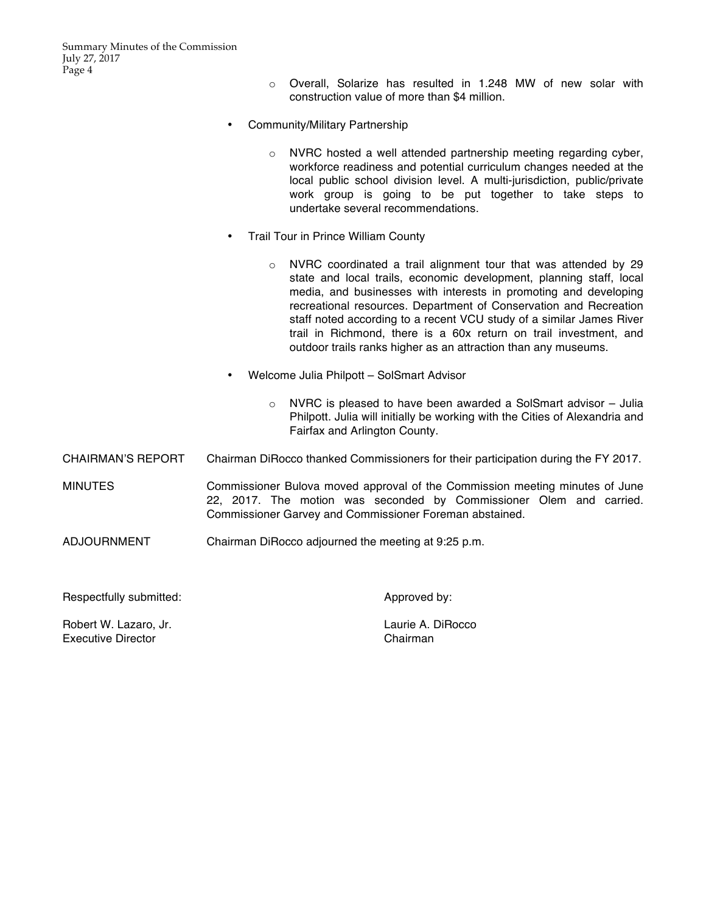- Overall, Solarize has resulted in 1.248 MW of new solar with construction value of more than $4 million.

- Community/Military Partnership

    - NVRC hosted a well attended partnership meeting regarding cyber, workforce readiness and potential curriculum changes needed at the local public school division level. A multi-jurisdiction, public/private work group is going to be put together to take steps to undertake several recommendations.

- Trail Tour in Prince William County

    - NVRC coordinated a trail alignment tour that was attended by 29 state and local trails, economic development, planning staff, local media, and businesses with interests in promoting and developing recreational resources. Department of Conservation and Recreation staff noted according to a recent VCU study of a similar James River trail in Richmond, there is a 60x return on trail investment, and outdoor trails ranks higher as an attraction than any museums.

- Welcome Julia Philpott – SolSmart Advisor

    - NVRC is pleased to have been awarded a SolSmart advisor – Julia Philpott. Julia will initially be working with the Cities of Alexandria and Fairfax and Arlington County.

**CHAIRMAN'S REPORT**

Chairman DiRocco thanked Commissioners for their participation during the FY 2017.

**MINUTES**

Commissioner Bulova moved approval of the Commission meeting minutes of June 22, 2017. The motion was seconded by Commissioner Olem and carried. Commissioner Garvey and Commissioner Foreman abstained.

**ADJOURNMENT**

Chairman DiRocco adjourned the meeting at 9:25 p.m.

Respectfully submitted:

Robert W. Lazaro, Jr.
Executive Director

Approved by:

Laurie A. DiRocco
Chairman